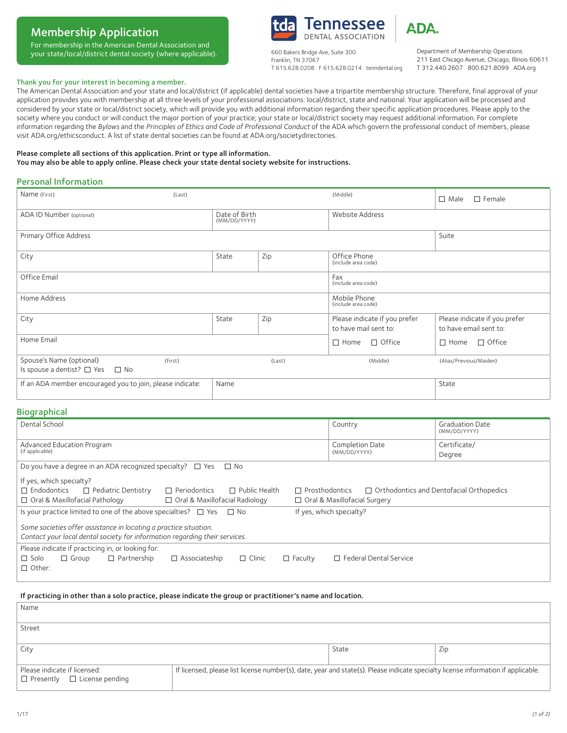# Membership Application

For membership in the American Dental Association and your state/local/district dental society (where applicable).

**Tennessee DENTAL ASSOCIATION**
660 Bakers Bridge Ave, Suite 300
Franklin, TN 37067
T 615.628.0208 F 615.628.0214 tenndental.org

**ADA.**
Department of Membership Operations
211 East Chicago Avenue, Chicago, Illinois 60611
T 312.440.2607 800.621.8099 ADA.org

**Thank you for your interest in becoming a member.**

The American Dental Association and your state and local/district (if applicable) dental societies have a tripartite membership structure. Therefore, final approval of your application provides you with membership at all three levels of your professional associations: local/district, state and national. Your application will be processed and considered by your state or local/district society, which will provide you with additional information regarding their specific application procedures. Please apply to the society where you conduct or will conduct the major portion of your practice; your state or local/district society may request additional information. For complete information regarding the *Bylaws* and the *Principles of Ethics and Code of Professional Conduct* of the ADA which govern the professional conduct of members, please visit ADA.org/ethicsconduct. A list of state dental societies can be found at ADA.org/societydirectories.

**Please complete all sections of this application. Print or type all information.**
**You may also be able to apply online. Please check your state dental society website for instructions.**

## Personal Information

| | | | | |
|---|---|---|---|---|
| Name (First) | (Last) | | (Middle) | ☐ Male ☐ Female |
| ADA ID Number (optional) | Date of Birth (MM/DD/YYYY) | | Website Address | |
| Primary Office Address | | | | Suite |
| City | State | Zip | Office Phone (include area code) | |
| Office Email | | | Fax (include area code) | |
| Home Address | | | Mobile Phone (include area code) | |
| City | State | Zip | Please indicate if you prefer to have mail sent to: ☐ Home ☐ Office | Please indicate if you prefer to have email sent to: ☐ Home ☐ Office |
| Home Email | | | | |
| Spouse's Name (optional) (First) Is spouse a dentist? ☐ Yes ☐ No | (Last) | | (Middle) | (Alias/Previous/Maiden) |
| If an ADA member encouraged you to join, please indicate: | Name | | | State |

## Biographical

| | | |
|---|---|---|
| Dental School | Country | Graduation Date (MM/DD/YYYY) |
| Advanced Education Program (if applicable) | Completion Date (MM/DD/YYYY) | Certificate/ Degree |

Do you have a degree in an ADA recognized specialty? ☐ Yes ☐ No

If yes, which specialty?
☐ Endodontics ☐ Pediatric Dentistry ☐ Periodontics ☐ Public Health ☐ Prosthodontics ☐ Orthodontics and Dentofacial Orthopedics
☐ Oral & Maxillofacial Pathology ☐ Oral & Maxillofacial Radiology ☐ Oral & Maxillofacial Surgery

Is your practice limited to one of the above specialties? ☐ Yes ☐ No If yes, which specialty?

*Some societies offer assistance in locating a practice situation.*
*Contact your local dental society for information regarding their services.*

Please indicate if practicing in, or looking for:
☐ Solo ☐ Group ☐ Partnership ☐ Associateship ☐ Clinic ☐ Faculty ☐ Federal Dental Service
☐ Other:

**If practicing in other than a solo practice, please indicate the group or practitioner's name and location.**

| | | |
|---|---|---|
| Name | | |
| Street | | |
| City | State | Zip |

| | |
|---|---|
| Please indicate if licensed: ☐ Presently ☐ License pending | If licensed, please list license number(s), date, year and state(s). Please indicate specialty license information if applicable. |

1/17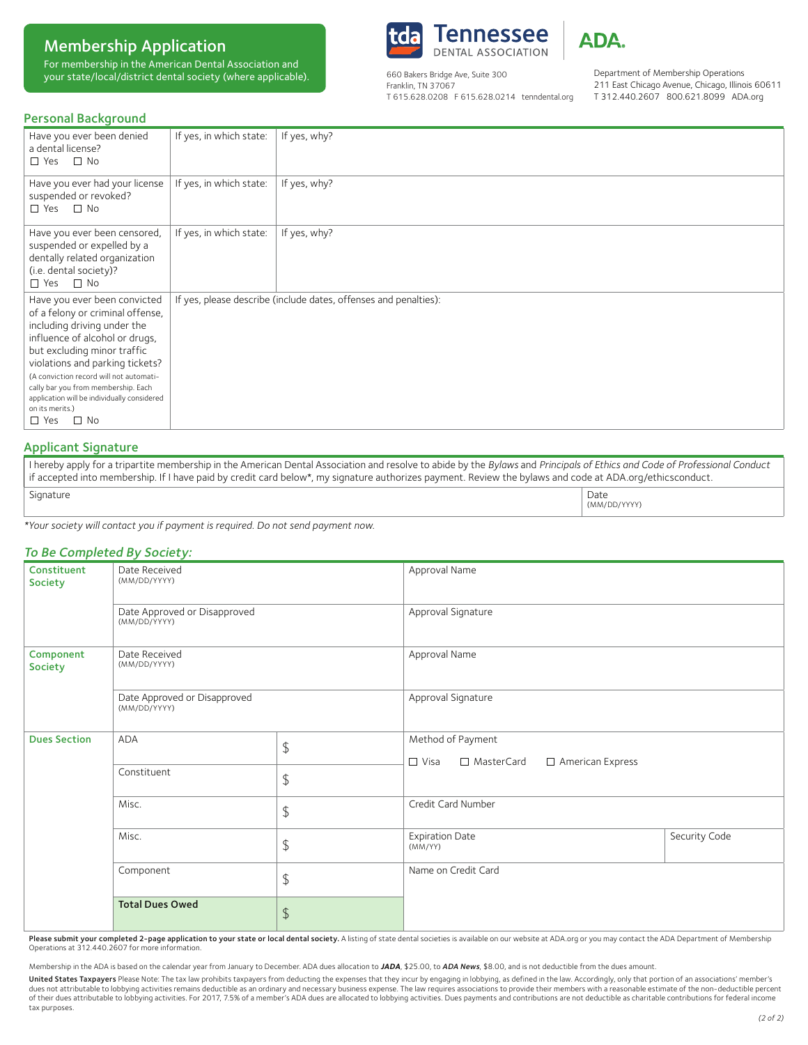# Membership Application

For membership in the American Dental Association and your state/local/district dental society (where applicable).

**Tennessee** DENTAL ASSOCIATION

660 Bakers Bridge Ave, Suite 300
Franklin, TN 37067
T 615.628.0208 F 615.628.0214 tenndental.org

**ADA.**

Department of Membership Operations
211 East Chicago Avenue, Chicago, Illinois 60611
T 312.440.2607 800.621.8099 ADA.org

## Personal Background

| | | |
|---|---|---|
| Have you ever been denied a dental license? ☐ Yes ☐ No | If yes, in which state: | If yes, why? |
| Have you ever had your license suspended or revoked? ☐ Yes ☐ No | If yes, in which state: | If yes, why? |
| Have you ever been censored, suspended or expelled by a dentally related organization (i.e. dental society)? ☐ Yes ☐ No | If yes, in which state: | If yes, why? |
| Have you ever been convicted of a felony or criminal offense, including driving under the influence of alcohol or drugs, but excluding minor traffic violations and parking tickets? (A conviction record will not automatically bar you from membership. Each application will be individually considered on its merits.) ☐ Yes ☐ No | If yes, please describe (include dates, offenses and penalties): | |

## Applicant Signature

I hereby apply for a tripartite membership in the American Dental Association and resolve to abide by the *Bylaws* and *Principals of Ethics and Code of Professional Conduct* if accepted into membership. If I have paid by credit card below*, my signature authorizes payment. Review the bylaws and code at ADA.org/ethicsconduct.

| | |
|---|---|
| Signature | Date (MM/DD/YYYY) |

*\*Your society will contact you if payment is required. Do not send payment now.*

## *To Be Completed By Society:*

| | | | | |
|---|---|---|---|---|
| **Constituent Society** | Date Received (MM/DD/YYYY) | | Approval Name | |
| | Date Approved or Disapproved (MM/DD/YYYY) | | Approval Signature | |
| **Component Society** | Date Received (MM/DD/YYYY) | | Approval Name | |
| | Date Approved or Disapproved (MM/DD/YYYY) | | Approval Signature | |
| **Dues Section** | ADA | $ | Method of Payment ☐ Visa ☐ MasterCard ☐ American Express | |
| | Constituent | $ | | |
| | Misc. | $ | Credit Card Number | |
| | Misc. | $ | Expiration Date (MM/YY) | Security Code |
| | Component | $ | Name on Credit Card | |
| | **Total Dues Owed** | $ | | |

**Please submit your completed 2-page application to your state or local dental society.** A listing of state dental societies is available on our website at ADA.org or you may contact the ADA Department of Membership Operations at 312.440.2607 for more information.

Membership in the ADA is based on the calendar year from January to December. ADA dues allocation to ***JADA***, $25.00, to ***ADA News***, $8.00, and is not deductible from the dues amount.

**United States Taxpayers** Please Note: The tax law prohibits taxpayers from deducting the expenses that they incur by engaging in lobbying, as defined in the law. Accordingly, only that portion of an associations' member's dues not attributable to lobbying activities remains deductible as an ordinary and necessary business expense. The law requires associations to provide their members with a reasonable estimate of the non-deductible percent of their dues attributable to lobbying activities. For 2017, 7.5% of a member's ADA dues are allocated to lobbying activities. Dues payments and contributions are not deductible as charitable contributions for federal income tax purposes.